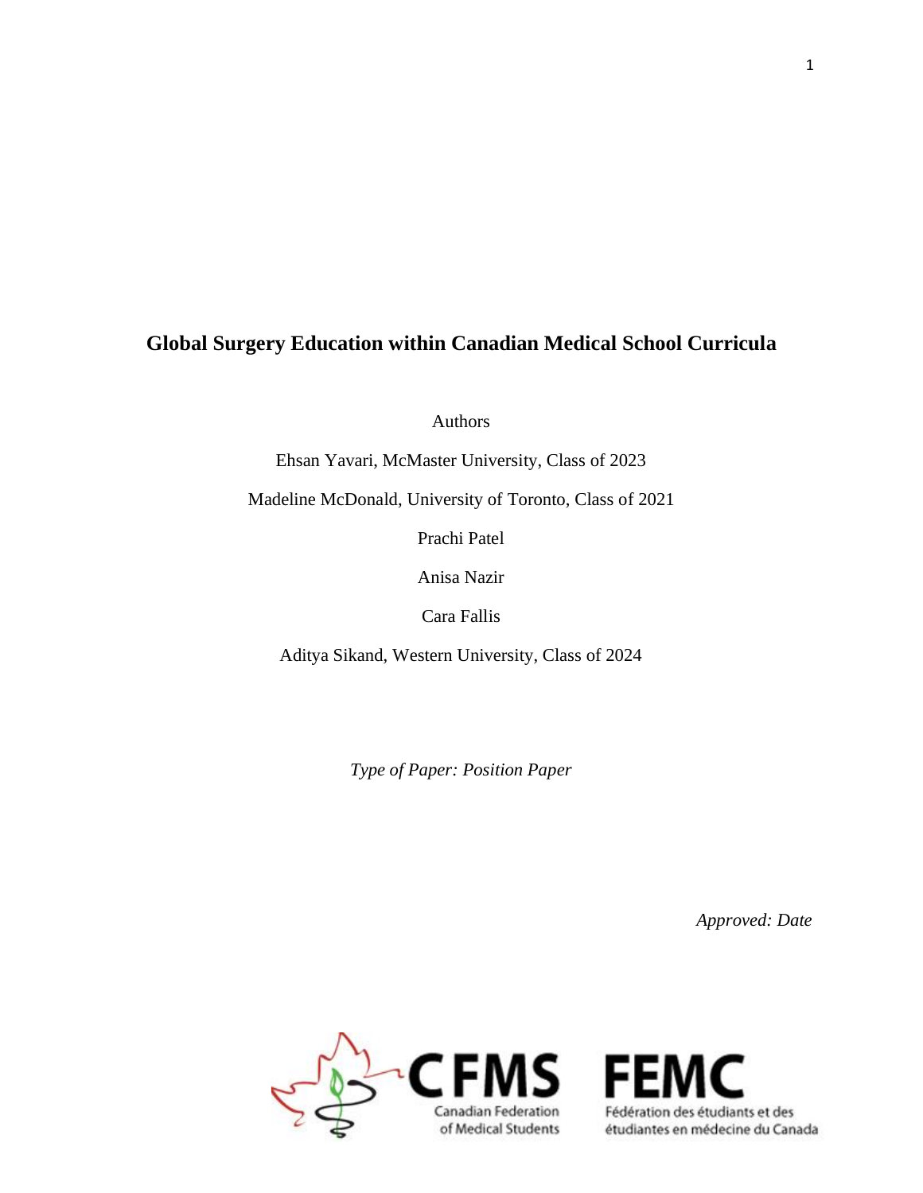# Global Surgery Education within Canadian Medical School Curricula

Authors

Ehsan Yavari, McMaster University, Class of 2023

Madeline McDonald, University of Toronto, Class of 2021

Prachi Patel

Anisa Nazir

Cara Fallis

Aditya Sikand, Western University, Class of 2024

*Type of Paper: Position Paper*

*Approved: Date*

CFMS Canadian Federation of Medical Students

FEMC Fédération des étudiants et des étudiantes en médecine du Canada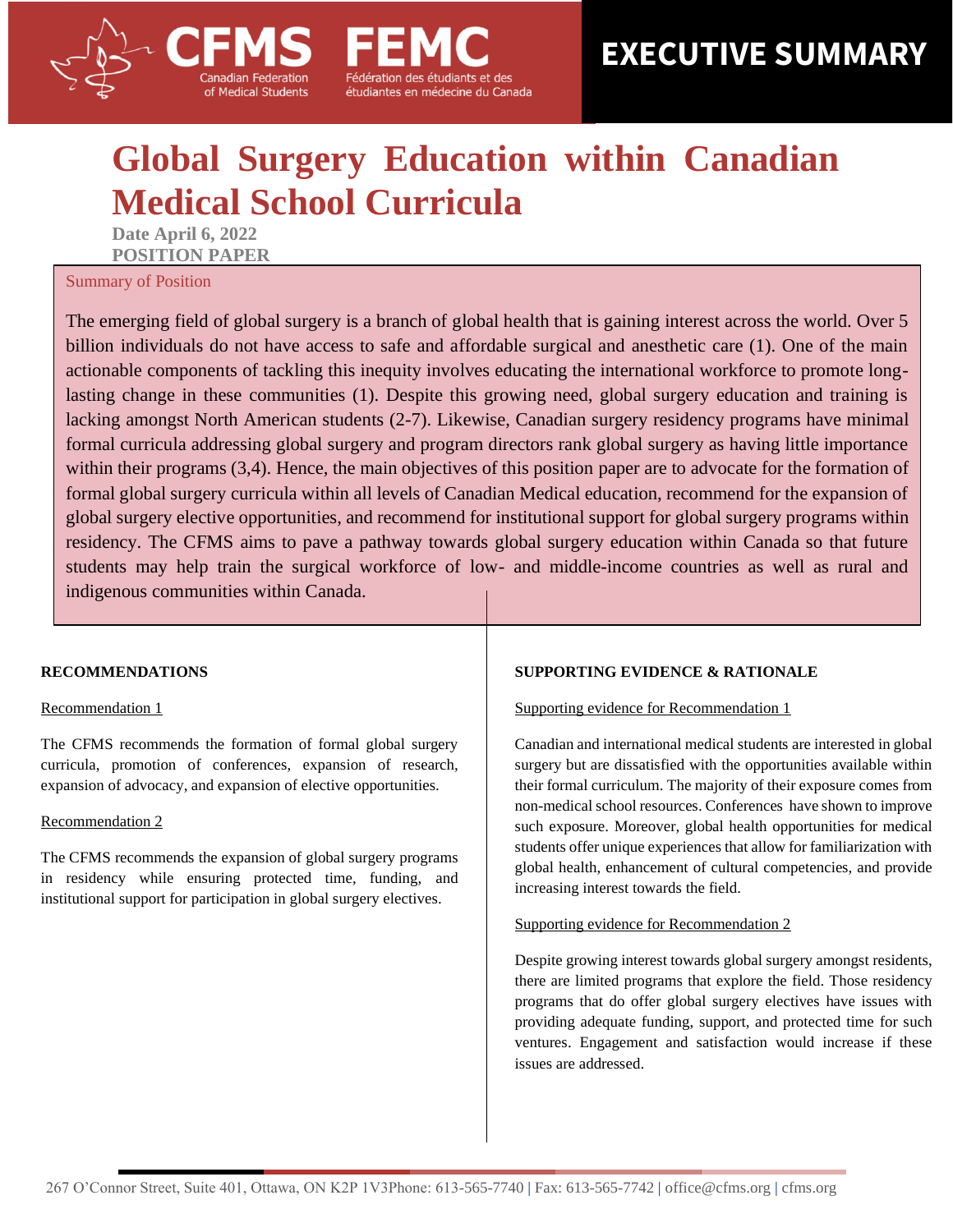# EXECUTIVE SUMMARY

# Global Surgery Education within Canadian Medical School Curricula

**Date April 6, 2022**
**POSITION PAPER**

## Summary of Position

The emerging field of global surgery is a branch of global health that is gaining interest across the world. Over 5 billion individuals do not have access to safe and affordable surgical and anesthetic care (1). One of the main actionable components of tackling this inequity involves educating the international workforce to promote long-lasting change in these communities (1). Despite this growing need, global surgery education and training is lacking amongst North American students (2-7). Likewise, Canadian surgery residency programs have minimal formal curricula addressing global surgery and program directors rank global surgery as having little importance within their programs (3,4). Hence, the main objectives of this position paper are to advocate for the formation of formal global surgery curricula within all levels of Canadian Medical education, recommend for the expansion of global surgery elective opportunities, and recommend for institutional support for global surgery programs within residency. The CFMS aims to pave a pathway towards global surgery education within Canada so that future students may help train the surgical workforce of low- and middle-income countries as well as rural and indigenous communities within Canada.

### RECOMMENDATIONS

Recommendation 1

The CFMS recommends the formation of formal global surgery curricula, promotion of conferences, expansion of research, expansion of advocacy, and expansion of elective opportunities.

Recommendation 2

The CFMS recommends the expansion of global surgery programs in residency while ensuring protected time, funding, and institutional support for participation in global surgery electives.

### SUPPORTING EVIDENCE & RATIONALE

Supporting evidence for Recommendation 1

Canadian and international medical students are interested in global surgery but are dissatisfied with the opportunities available within their formal curriculum. The majority of their exposure comes from non-medical school resources. Conferences have shown to improve such exposure. Moreover, global health opportunities for medical students offer unique experiences that allow for familiarization with global health, enhancement of cultural competencies, and provide increasing interest towards the field.

Supporting evidence for Recommendation 2

Despite growing interest towards global surgery amongst residents, there are limited programs that explore the field. Those residency programs that do offer global surgery electives have issues with providing adequate funding, support, and protected time for such ventures. Engagement and satisfaction would increase if these issues are addressed.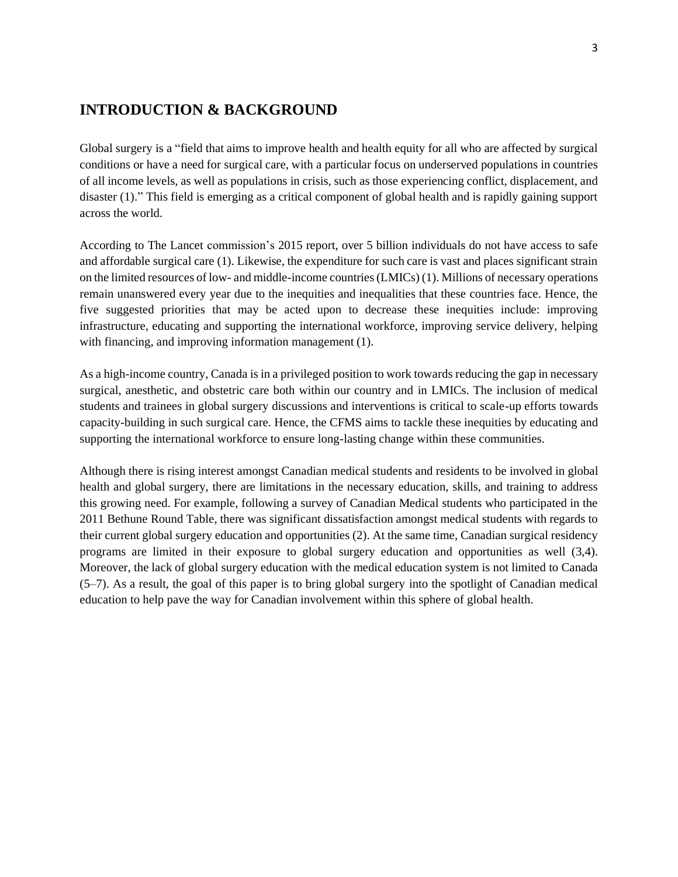## INTRODUCTION & BACKGROUND

Global surgery is a "field that aims to improve health and health equity for all who are affected by surgical conditions or have a need for surgical care, with a particular focus on underserved populations in countries of all income levels, as well as populations in crisis, such as those experiencing conflict, displacement, and disaster (1)." This field is emerging as a critical component of global health and is rapidly gaining support across the world.

According to The Lancet commission's 2015 report, over 5 billion individuals do not have access to safe and affordable surgical care (1). Likewise, the expenditure for such care is vast and places significant strain on the limited resources of low- and middle-income countries (LMICs) (1). Millions of necessary operations remain unanswered every year due to the inequities and inequalities that these countries face. Hence, the five suggested priorities that may be acted upon to decrease these inequities include: improving infrastructure, educating and supporting the international workforce, improving service delivery, helping with financing, and improving information management (1).

As a high-income country, Canada is in a privileged position to work towards reducing the gap in necessary surgical, anesthetic, and obstetric care both within our country and in LMICs. The inclusion of medical students and trainees in global surgery discussions and interventions is critical to scale-up efforts towards capacity-building in such surgical care. Hence, the CFMS aims to tackle these inequities by educating and supporting the international workforce to ensure long-lasting change within these communities.

Although there is rising interest amongst Canadian medical students and residents to be involved in global health and global surgery, there are limitations in the necessary education, skills, and training to address this growing need. For example, following a survey of Canadian Medical students who participated in the 2011 Bethune Round Table, there was significant dissatisfaction amongst medical students with regards to their current global surgery education and opportunities (2). At the same time, Canadian surgical residency programs are limited in their exposure to global surgery education and opportunities as well (3,4). Moreover, the lack of global surgery education with the medical education system is not limited to Canada (5–7). As a result, the goal of this paper is to bring global surgery into the spotlight of Canadian medical education to help pave the way for Canadian involvement within this sphere of global health.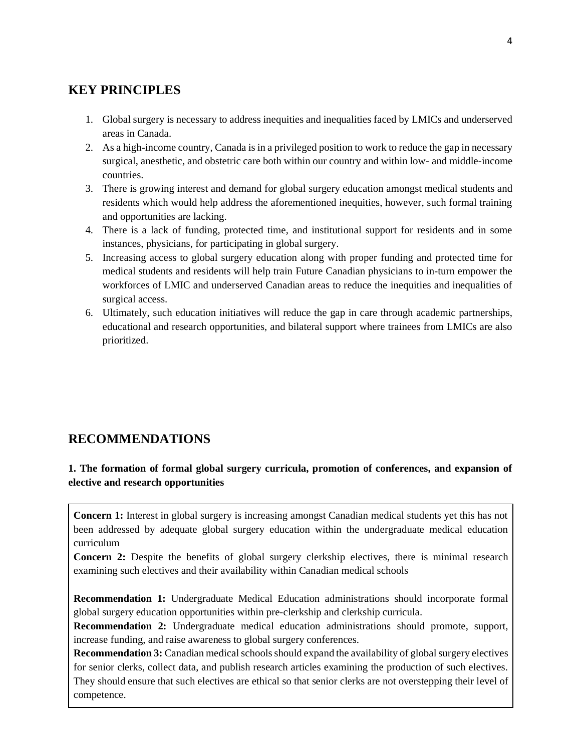## KEY PRINCIPLES

1. Global surgery is necessary to address inequities and inequalities faced by LMICs and underserved areas in Canada.
2. As a high-income country, Canada is in a privileged position to work to reduce the gap in necessary surgical, anesthetic, and obstetric care both within our country and within low- and middle-income countries.
3. There is growing interest and demand for global surgery education amongst medical students and residents which would help address the aforementioned inequities, however, such formal training and opportunities are lacking.
4. There is a lack of funding, protected time, and institutional support for residents and in some instances, physicians, for participating in global surgery.
5. Increasing access to global surgery education along with proper funding and protected time for medical students and residents will help train Future Canadian physicians to in-turn empower the workforces of LMIC and underserved Canadian areas to reduce the inequities and inequalities of surgical access.
6. Ultimately, such education initiatives will reduce the gap in care through academic partnerships, educational and research opportunities, and bilateral support where trainees from LMICs are also prioritized.

## RECOMMENDATIONS

### 1. The formation of formal global surgery curricula, promotion of conferences, and expansion of elective and research opportunities

**Concern 1:** Interest in global surgery is increasing amongst Canadian medical students yet this has not been addressed by adequate global surgery education within the undergraduate medical education curriculum

**Concern 2:** Despite the benefits of global surgery clerkship electives, there is minimal research examining such electives and their availability within Canadian medical schools

**Recommendation 1:** Undergraduate Medical Education administrations should incorporate formal global surgery education opportunities within pre-clerkship and clerkship curricula.

**Recommendation 2:** Undergraduate medical education administrations should promote, support, increase funding, and raise awareness to global surgery conferences.

**Recommendation 3:** Canadian medical schools should expand the availability of global surgery electives for senior clerks, collect data, and publish research articles examining the production of such electives. They should ensure that such electives are ethical so that senior clerks are not overstepping their level of competence.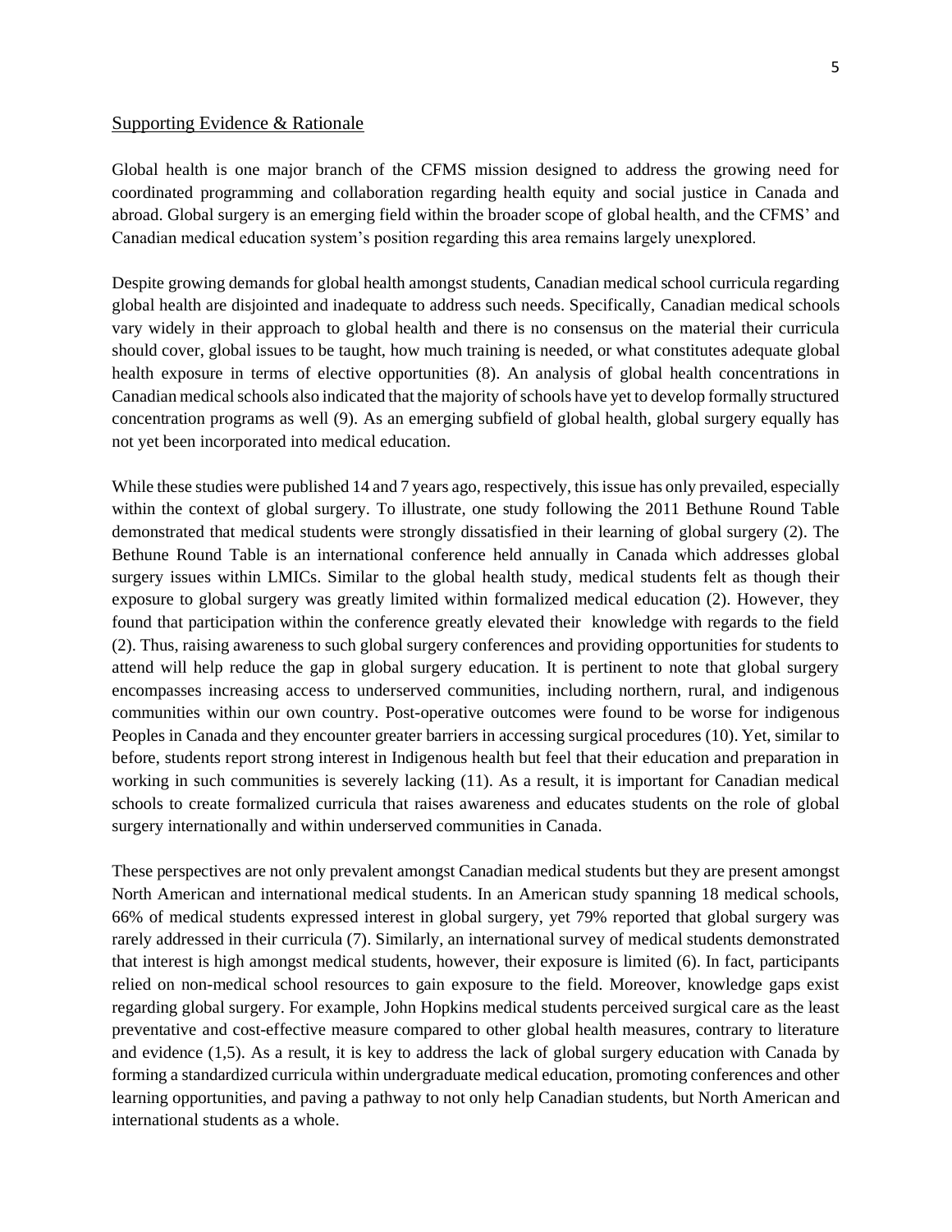## Supporting Evidence & Rationale

Global health is one major branch of the CFMS mission designed to address the growing need for coordinated programming and collaboration regarding health equity and social justice in Canada and abroad. Global surgery is an emerging field within the broader scope of global health, and the CFMS' and Canadian medical education system's position regarding this area remains largely unexplored.

Despite growing demands for global health amongst students, Canadian medical school curricula regarding global health are disjointed and inadequate to address such needs. Specifically, Canadian medical schools vary widely in their approach to global health and there is no consensus on the material their curricula should cover, global issues to be taught, how much training is needed, or what constitutes adequate global health exposure in terms of elective opportunities (8). An analysis of global health concentrations in Canadian medical schools also indicated that the majority of schools have yet to develop formally structured concentration programs as well (9). As an emerging subfield of global health, global surgery equally has not yet been incorporated into medical education.

While these studies were published 14 and 7 years ago, respectively, this issue has only prevailed, especially within the context of global surgery. To illustrate, one study following the 2011 Bethune Round Table demonstrated that medical students were strongly dissatisfied in their learning of global surgery (2). The Bethune Round Table is an international conference held annually in Canada which addresses global surgery issues within LMICs. Similar to the global health study, medical students felt as though their exposure to global surgery was greatly limited within formalized medical education (2). However, they found that participation within the conference greatly elevated their knowledge with regards to the field (2). Thus, raising awareness to such global surgery conferences and providing opportunities for students to attend will help reduce the gap in global surgery education. It is pertinent to note that global surgery encompasses increasing access to underserved communities, including northern, rural, and indigenous communities within our own country. Post-operative outcomes were found to be worse for indigenous Peoples in Canada and they encounter greater barriers in accessing surgical procedures (10). Yet, similar to before, students report strong interest in Indigenous health but feel that their education and preparation in working in such communities is severely lacking (11). As a result, it is important for Canadian medical schools to create formalized curricula that raises awareness and educates students on the role of global surgery internationally and within underserved communities in Canada.

These perspectives are not only prevalent amongst Canadian medical students but they are present amongst North American and international medical students. In an American study spanning 18 medical schools, 66% of medical students expressed interest in global surgery, yet 79% reported that global surgery was rarely addressed in their curricula (7). Similarly, an international survey of medical students demonstrated that interest is high amongst medical students, however, their exposure is limited (6). In fact, participants relied on non-medical school resources to gain exposure to the field. Moreover, knowledge gaps exist regarding global surgery. For example, John Hopkins medical students perceived surgical care as the least preventative and cost-effective measure compared to other global health measures, contrary to literature and evidence (1,5). As a result, it is key to address the lack of global surgery education with Canada by forming a standardized curricula within undergraduate medical education, promoting conferences and other learning opportunities, and paving a pathway to not only help Canadian students, but North American and international students as a whole.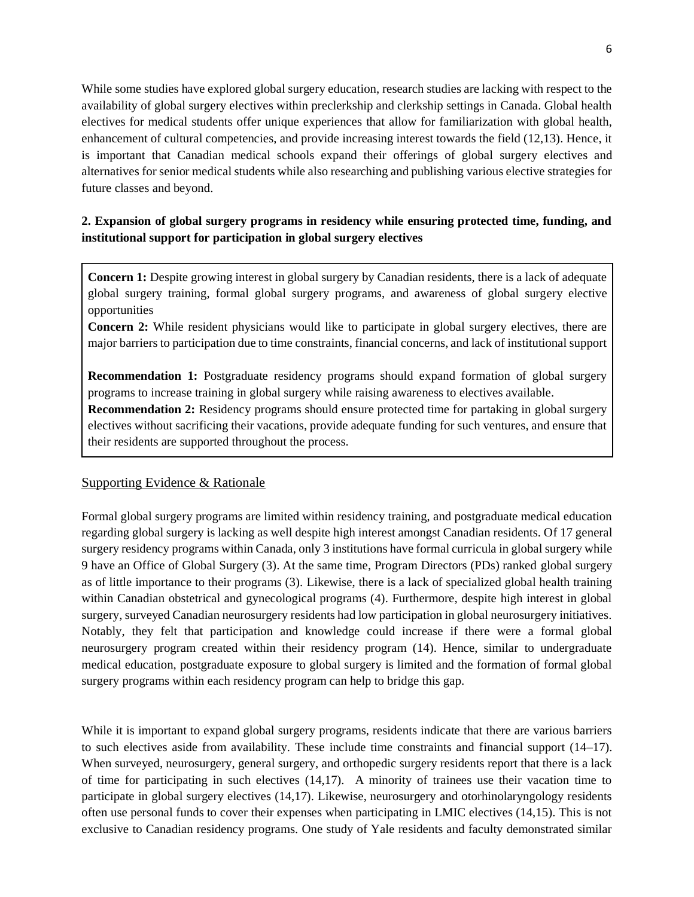While some studies have explored global surgery education, research studies are lacking with respect to the availability of global surgery electives within preclerkship and clerkship settings in Canada. Global health electives for medical students offer unique experiences that allow for familiarization with global health, enhancement of cultural competencies, and provide increasing interest towards the field (12,13). Hence, it is important that Canadian medical schools expand their offerings of global surgery electives and alternatives for senior medical students while also researching and publishing various elective strategies for future classes and beyond.

### 2. Expansion of global surgery programs in residency while ensuring protected time, funding, and institutional support for participation in global surgery electives

**Concern 1:** Despite growing interest in global surgery by Canadian residents, there is a lack of adequate global surgery training, formal global surgery programs, and awareness of global surgery elective opportunities

**Concern 2:** While resident physicians would like to participate in global surgery electives, there are major barriers to participation due to time constraints, financial concerns, and lack of institutional support

**Recommendation 1:** Postgraduate residency programs should expand formation of global surgery programs to increase training in global surgery while raising awareness to electives available.

**Recommendation 2:** Residency programs should ensure protected time for partaking in global surgery electives without sacrificing their vacations, provide adequate funding for such ventures, and ensure that their residents are supported throughout the process.

#### Supporting Evidence & Rationale

Formal global surgery programs are limited within residency training, and postgraduate medical education regarding global surgery is lacking as well despite high interest amongst Canadian residents. Of 17 general surgery residency programs within Canada, only 3 institutions have formal curricula in global surgery while 9 have an Office of Global Surgery (3). At the same time, Program Directors (PDs) ranked global surgery as of little importance to their programs (3). Likewise, there is a lack of specialized global health training within Canadian obstetrical and gynecological programs (4). Furthermore, despite high interest in global surgery, surveyed Canadian neurosurgery residents had low participation in global neurosurgery initiatives. Notably, they felt that participation and knowledge could increase if there were a formal global neurosurgery program created within their residency program (14). Hence, similar to undergraduate medical education, postgraduate exposure to global surgery is limited and the formation of formal global surgery programs within each residency program can help to bridge this gap.

While it is important to expand global surgery programs, residents indicate that there are various barriers to such electives aside from availability. These include time constraints and financial support (14–17). When surveyed, neurosurgery, general surgery, and orthopedic surgery residents report that there is a lack of time for participating in such electives (14,17). A minority of trainees use their vacation time to participate in global surgery electives (14,17). Likewise, neurosurgery and otorhinolaryngology residents often use personal funds to cover their expenses when participating in LMIC electives (14,15). This is not exclusive to Canadian residency programs. One study of Yale residents and faculty demonstrated similar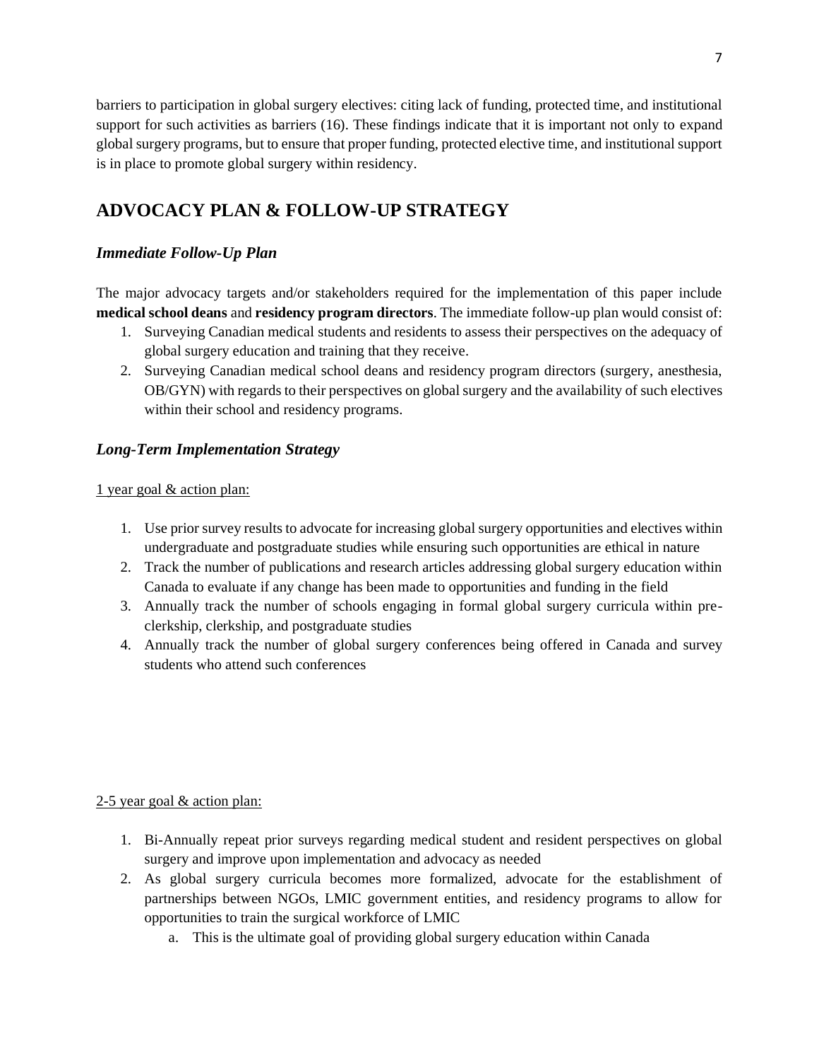barriers to participation in global surgery electives: citing lack of funding, protected time, and institutional support for such activities as barriers (16). These findings indicate that it is important not only to expand global surgery programs, but to ensure that proper funding, protected elective time, and institutional support is in place to promote global surgery within residency.

## ADVOCACY PLAN & FOLLOW-UP STRATEGY

### *Immediate Follow-Up Plan*

The major advocacy targets and/or stakeholders required for the implementation of this paper include **medical school deans** and **residency program directors**. The immediate follow-up plan would consist of:

1. Surveying Canadian medical students and residents to assess their perspectives on the adequacy of global surgery education and training that they receive.
2. Surveying Canadian medical school deans and residency program directors (surgery, anesthesia, OB/GYN) with regards to their perspectives on global surgery and the availability of such electives within their school and residency programs.

### *Long-Term Implementation Strategy*

<u>1 year goal & action plan:</u>

1. Use prior survey results to advocate for increasing global surgery opportunities and electives within undergraduate and postgraduate studies while ensuring such opportunities are ethical in nature
2. Track the number of publications and research articles addressing global surgery education within Canada to evaluate if any change has been made to opportunities and funding in the field
3. Annually track the number of schools engaging in formal global surgery curricula within pre-clerkship, clerkship, and postgraduate studies
4. Annually track the number of global surgery conferences being offered in Canada and survey students who attend such conferences

<u>2-5 year goal & action plan:</u>

1. Bi-Annually repeat prior surveys regarding medical student and resident perspectives on global surgery and improve upon implementation and advocacy as needed
2. As global surgery curricula becomes more formalized, advocate for the establishment of partnerships between NGOs, LMIC government entities, and residency programs to allow for opportunities to train the surgical workforce of LMIC
    a. This is the ultimate goal of providing global surgery education within Canada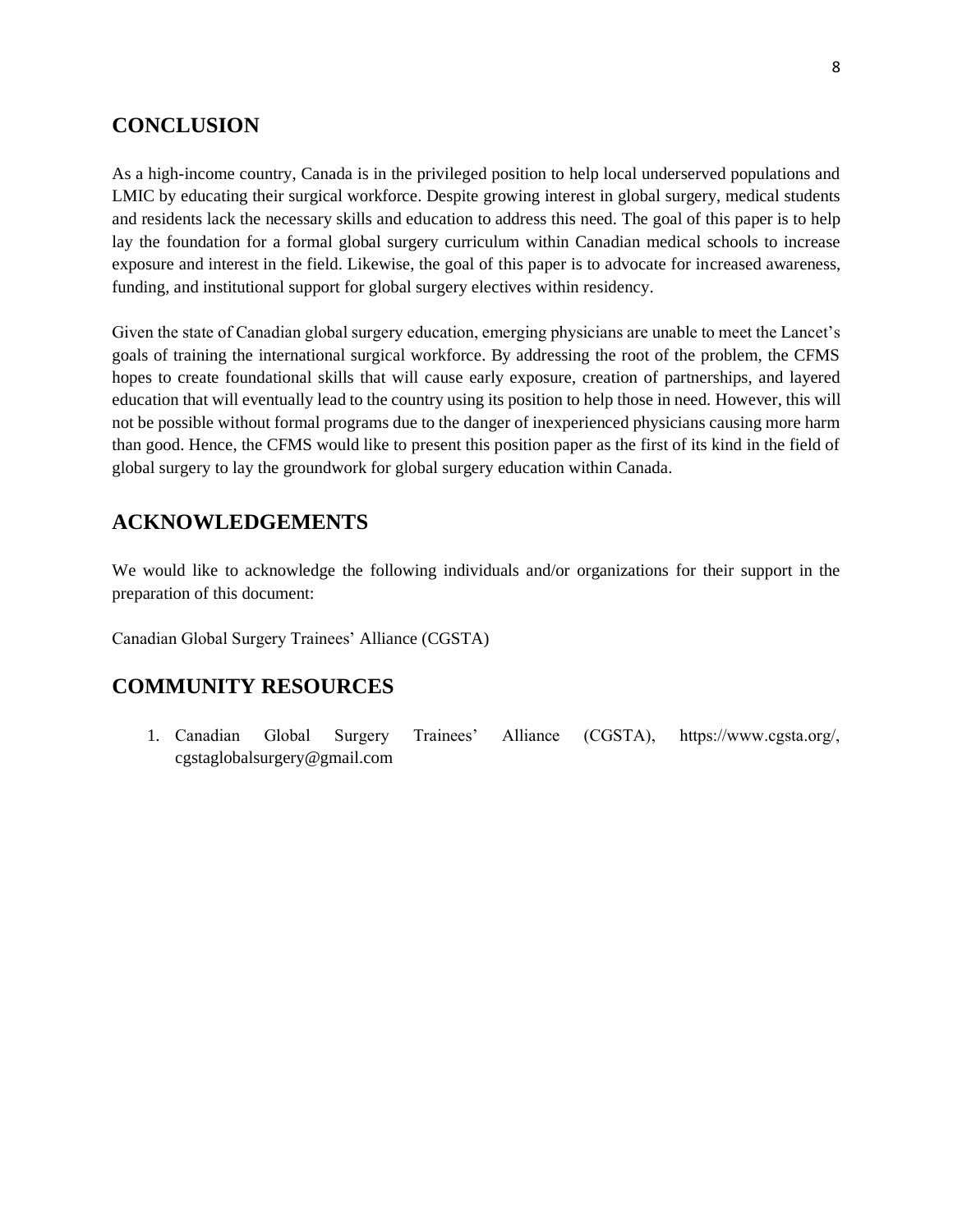## CONCLUSION

As a high-income country, Canada is in the privileged position to help local underserved populations and LMIC by educating their surgical workforce. Despite growing interest in global surgery, medical students and residents lack the necessary skills and education to address this need. The goal of this paper is to help lay the foundation for a formal global surgery curriculum within Canadian medical schools to increase exposure and interest in the field. Likewise, the goal of this paper is to advocate for increased awareness, funding, and institutional support for global surgery electives within residency.

Given the state of Canadian global surgery education, emerging physicians are unable to meet the Lancet's goals of training the international surgical workforce. By addressing the root of the problem, the CFMS hopes to create foundational skills that will cause early exposure, creation of partnerships, and layered education that will eventually lead to the country using its position to help those in need. However, this will not be possible without formal programs due to the danger of inexperienced physicians causing more harm than good. Hence, the CFMS would like to present this position paper as the first of its kind in the field of global surgery to lay the groundwork for global surgery education within Canada.

## ACKNOWLEDGEMENTS

We would like to acknowledge the following individuals and/or organizations for their support in the preparation of this document:

Canadian Global Surgery Trainees' Alliance (CGSTA)

## COMMUNITY RESOURCES

1. Canadian Global Surgery Trainees' Alliance (CGSTA), https://www.cgsta.org/, cgstaglobalsurgery@gmail.com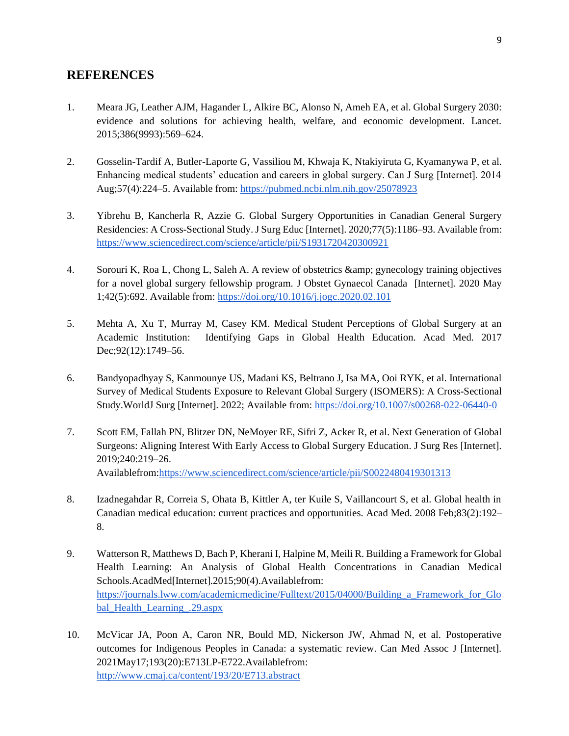## REFERENCES

1. Meara JG, Leather AJM, Hagander L, Alkire BC, Alonso N, Ameh EA, et al. Global Surgery 2030: evidence and solutions for achieving health, welfare, and economic development. Lancet. 2015;386(9993):569–624.

2. Gosselin-Tardif A, Butler-Laporte G, Vassiliou M, Khwaja K, Ntakiyiruta G, Kyamanywa P, et al. Enhancing medical students' education and careers in global surgery. Can J Surg [Internet]. 2014 Aug;57(4):224–5. Available from: https://pubmed.ncbi.nlm.nih.gov/25078923

3. Yibrehu B, Kancherla R, Azzie G. Global Surgery Opportunities in Canadian General Surgery Residencies: A Cross-Sectional Study. J Surg Educ [Internet]. 2020;77(5):1186–93. Available from: https://www.sciencedirect.com/science/article/pii/S1931720420300921

4. Sorouri K, Roa L, Chong L, Saleh A. A review of obstetrics &amp; gynecology training objectives for a novel global surgery fellowship program. J Obstet Gynaecol Canada [Internet]. 2020 May 1;42(5):692. Available from: https://doi.org/10.1016/j.jogc.2020.02.101

5. Mehta A, Xu T, Murray M, Casey KM. Medical Student Perceptions of Global Surgery at an Academic Institution: Identifying Gaps in Global Health Education. Acad Med. 2017 Dec;92(12):1749–56.

6. Bandyopadhyay S, Kanmounye US, Madani KS, Beltrano J, Isa MA, Ooi RYK, et al. International Survey of Medical Students Exposure to Relevant Global Surgery (ISOMERS): A Cross-Sectional Study.WorldJ Surg [Internet]. 2022; Available from: https://doi.org/10.1007/s00268-022-06440-0

7. Scott EM, Fallah PN, Blitzer DN, NeMoyer RE, Sifri Z, Acker R, et al. Next Generation of Global Surgeons: Aligning Interest With Early Access to Global Surgery Education. J Surg Res [Internet]. 2019;240:219–26. Availablefrom:https://www.sciencedirect.com/science/article/pii/S0022480419301313

8. Izadnegahdar R, Correia S, Ohata B, Kittler A, ter Kuile S, Vaillancourt S, et al. Global health in Canadian medical education: current practices and opportunities. Acad Med. 2008 Feb;83(2):192–8.

9. Watterson R, Matthews D, Bach P, Kherani I, Halpine M, Meili R. Building a Framework for Global Health Learning: An Analysis of Global Health Concentrations in Canadian Medical Schools.AcadMed[Internet].2015;90(4).Availablefrom: https://journals.lww.com/academicmedicine/Fulltext/2015/04000/Building_a_Framework_for_Global_Health_Learning_.29.aspx

10. McVicar JA, Poon A, Caron NR, Bould MD, Nickerson JW, Ahmad N, et al. Postoperative outcomes for Indigenous Peoples in Canada: a systematic review. Can Med Assoc J [Internet]. 2021May17;193(20):E713LP-E722.Availablefrom: http://www.cmaj.ca/content/193/20/E713.abstract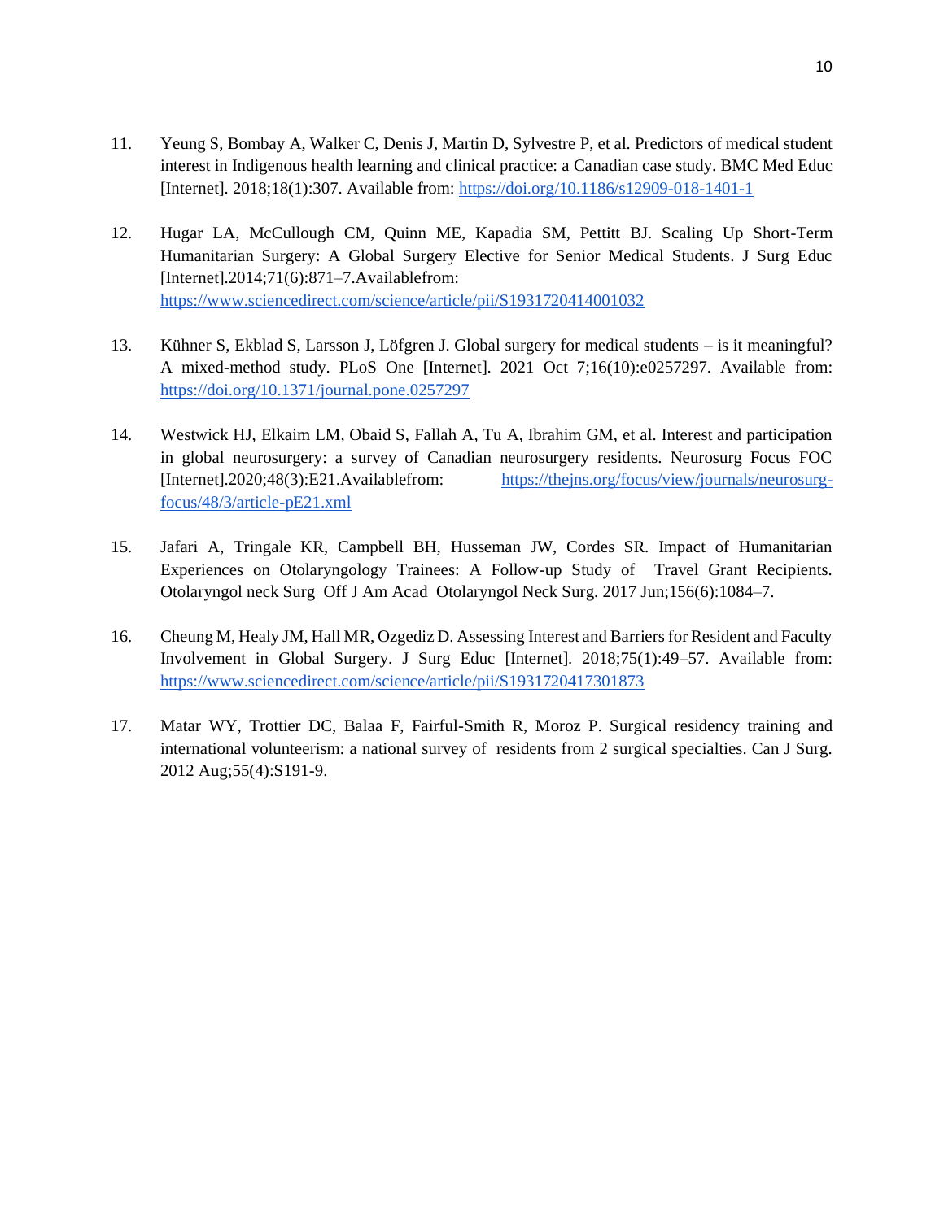11. Yeung S, Bombay A, Walker C, Denis J, Martin D, Sylvestre P, et al. Predictors of medical student interest in Indigenous health learning and clinical practice: a Canadian case study. BMC Med Educ [Internet]. 2018;18(1):307. Available from: https://doi.org/10.1186/s12909-018-1401-1

12. Hugar LA, McCullough CM, Quinn ME, Kapadia SM, Pettitt BJ. Scaling Up Short-Term Humanitarian Surgery: A Global Surgery Elective for Senior Medical Students. J Surg Educ [Internet].2014;71(6):871–7.Availablefrom: https://www.sciencedirect.com/science/article/pii/S1931720414001032

13. Kühner S, Ekblad S, Larsson J, Löfgren J. Global surgery for medical students – is it meaningful? A mixed-method study. PLoS One [Internet]. 2021 Oct 7;16(10):e0257297. Available from: https://doi.org/10.1371/journal.pone.0257297

14. Westwick HJ, Elkaim LM, Obaid S, Fallah A, Tu A, Ibrahim GM, et al. Interest and participation in global neurosurgery: a survey of Canadian neurosurgery residents. Neurosurg Focus FOC [Internet].2020;48(3):E21.Availablefrom: https://thejns.org/focus/view/journals/neurosurg-focus/48/3/article-pE21.xml

15. Jafari A, Tringale KR, Campbell BH, Husseman JW, Cordes SR. Impact of Humanitarian Experiences on Otolaryngology Trainees: A Follow-up Study of Travel Grant Recipients. Otolaryngol neck Surg Off J Am Acad Otolaryngol Neck Surg. 2017 Jun;156(6):1084–7.

16. Cheung M, Healy JM, Hall MR, Ozgediz D. Assessing Interest and Barriers for Resident and Faculty Involvement in Global Surgery. J Surg Educ [Internet]. 2018;75(1):49–57. Available from: https://www.sciencedirect.com/science/article/pii/S1931720417301873

17. Matar WY, Trottier DC, Balaa F, Fairful-Smith R, Moroz P. Surgical residency training and international volunteerism: a national survey of residents from 2 surgical specialties. Can J Surg. 2012 Aug;55(4):S191-9.